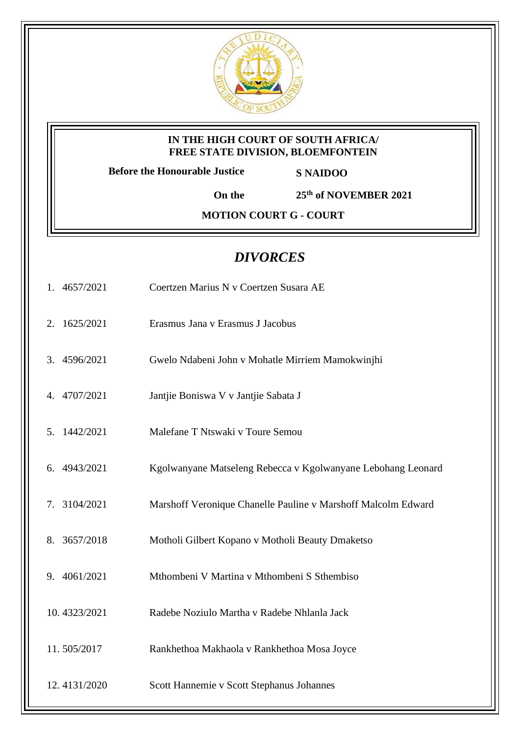**IN THE HIGH COURT OF SOUTH AFRICA/**
**FREE STATE DIVISION, BLOEMFONTEIN**

**Before the Honourable Justice S NAIDOO**

**On the 25th of NOVEMBER 2021**

**MOTION COURT G - COURT**

# *DIVORCES*

1. 4657/2021 Coertzen Marius N v Coertzen Susara AE
2. 1625/2021 Erasmus Jana v Erasmus J Jacobus
3. 4596/2021 Gwelo Ndabeni John v Mohatle Mirriem Mamokwinjhi
4. 4707/2021 Jantjie Boniswa V v Jantjie Sabata J
5. 1442/2021 Malefane T Ntswaki v Toure Semou
6. 4943/2021 Kgolwanyane Matseleng Rebecca v Kgolwanyane Lebohang Leonard
7. 3104/2021 Marshoff Veronique Chanelle Pauline v Marshoff Malcolm Edward
8. 3657/2018 Motholi Gilbert Kopano v Motholi Beauty Dmaketso
9. 4061/2021 Mthombeni V Martina v Mthombeni S Sthembiso
10. 4323/2021 Radebe Noziulo Martha v Radebe Nhlanla Jack
11. 505/2017 Rankhethoa Makhaola v Rankhethoa Mosa Joyce
12. 4131/2020 Scott Hannemie v Scott Stephanus Johannes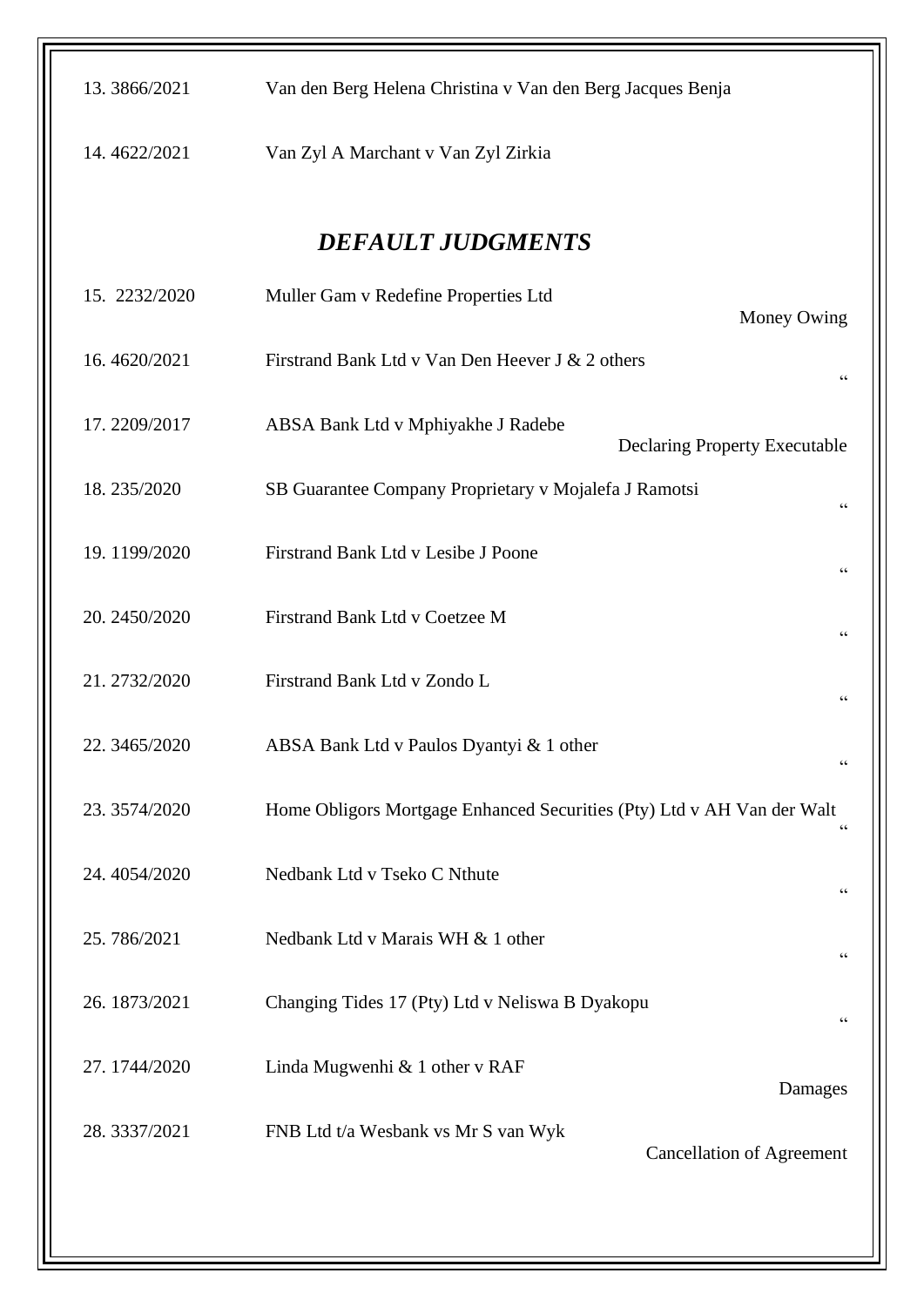13. 3866/2021 Van den Berg Helena Christina v Van den Berg Jacques Benja

14. 4622/2021 Van Zyl A Marchant v Van Zyl Zirkia

## *DEFAULT JUDGMENTS*

| No. | Case No. | Parties | Nature |
|---|---|---|---|
| 15. | 2232/2020 | Muller Gam v Redefine Properties Ltd | Money Owing |
| 16. | 4620/2021 | Firstrand Bank Ltd v Van Den Heever J & 2 others | “ |
| 17. | 2209/2017 | ABSA Bank Ltd v Mphiyakhe J Radebe | Declaring Property Executable |
| 18. | 235/2020 | SB Guarantee Company Proprietary v Mojalefa J Ramotsi | “ |
| 19. | 1199/2020 | Firstrand Bank Ltd v Lesibe J Poone | “ |
| 20. | 2450/2020 | Firstrand Bank Ltd v Coetzee M | “ |
| 21. | 2732/2020 | Firstrand Bank Ltd v Zondo L | “ |
| 22. | 3465/2020 | ABSA Bank Ltd v Paulos Dyantyi & 1 other | “ |
| 23. | 3574/2020 | Home Obligors Mortgage Enhanced Securities (Pty) Ltd v AH Van der Walt | “ |
| 24. | 4054/2020 | Nedbank Ltd v Tseko C Nthute | “ |
| 25. | 786/2021 | Nedbank Ltd v Marais WH & 1 other | “ |
| 26. | 1873/2021 | Changing Tides 17 (Pty) Ltd v Neliswa B Dyakopu | “ |
| 27. | 1744/2020 | Linda Mugwenhi & 1 other v RAF | Damages |
| 28. | 3337/2021 | FNB Ltd t/a Wesbank vs Mr S van Wyk | Cancellation of Agreement |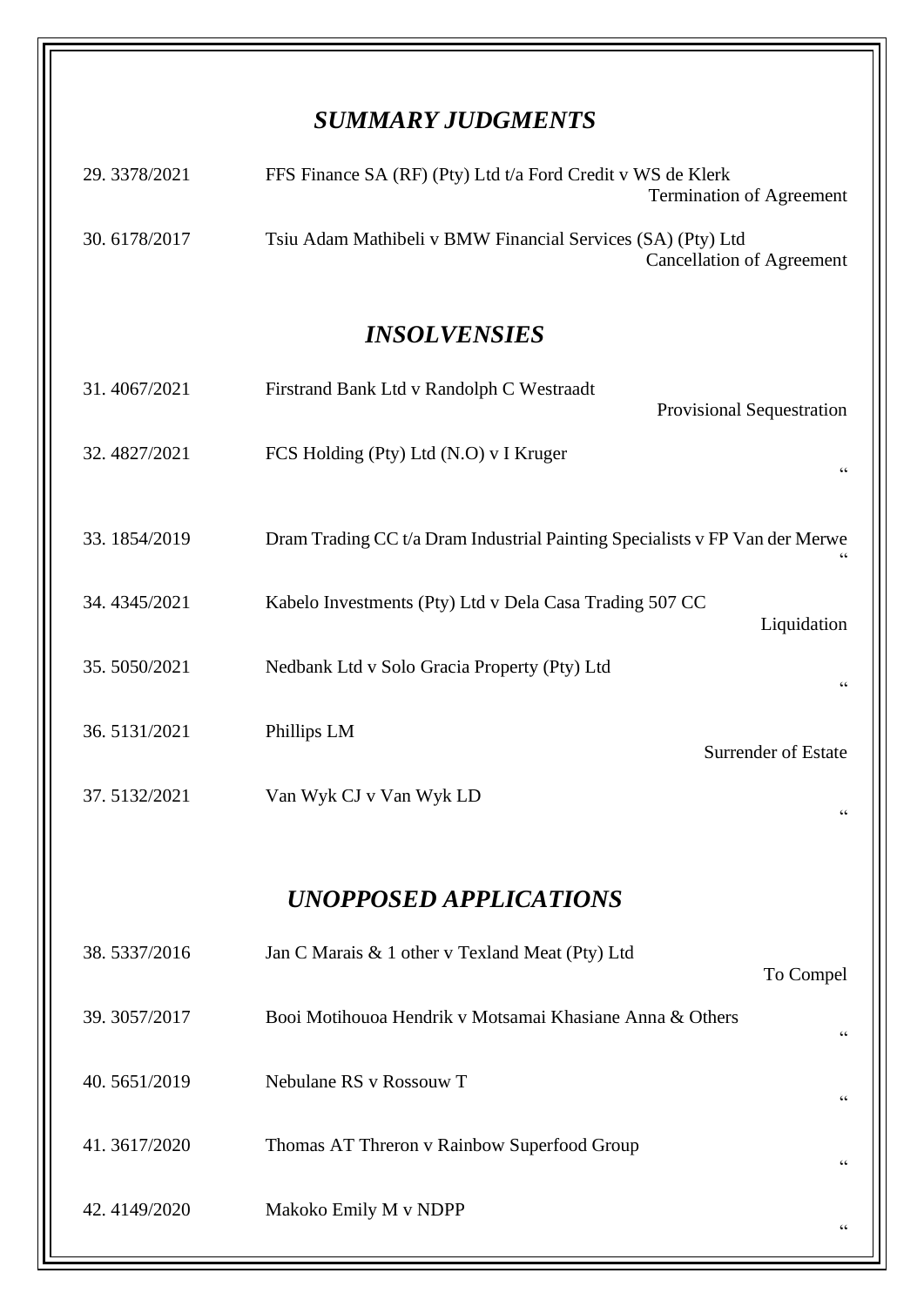## *SUMMARY JUDGMENTS*

| No. | Case | Matter |
|---|---|---|
| 29. 3378/2021 | FFS Finance SA (RF) (Pty) Ltd t/a Ford Credit v WS de Klerk | Termination of Agreement |
| 30. 6178/2017 | Tsiu Adam Mathibeli v BMW Financial Services (SA) (Pty) Ltd | Cancellation of Agreement |

## *INSOLVENSIES*

| No. | Case | Matter |
|---|---|---|
| 31. 4067/2021 | Firstrand Bank Ltd v Randolph C Westraadt | Provisional Sequestration |
| 32. 4827/2021 | FCS Holding (Pty) Ltd (N.O) v I Kruger | " |
| 33. 1854/2019 | Dram Trading CC t/a Dram Industrial Painting Specialists v FP Van der Merwe | " |
| 34. 4345/2021 | Kabelo Investments (Pty) Ltd v Dela Casa Trading 507 CC | Liquidation |
| 35. 5050/2021 | Nedbank Ltd v Solo Gracia Property (Pty) Ltd | " |
| 36. 5131/2021 | Phillips LM | Surrender of Estate |
| 37. 5132/2021 | Van Wyk CJ v Van Wyk LD | " |

## *UNOPPOSED APPLICATIONS*

| No. | Case | Matter |
|---|---|---|
| 38. 5337/2016 | Jan C Marais & 1 other v Texland Meat (Pty) Ltd | To Compel |
| 39. 3057/2017 | Booi Motihouoa Hendrik v Motsamai Khasiane Anna & Others | " |
| 40. 5651/2019 | Nebulane RS v Rossouw T | " |
| 41. 3617/2020 | Thomas AT Threron v Rainbow Superfood Group | " |
| 42. 4149/2020 | Makoko Emily M v NDPP | " |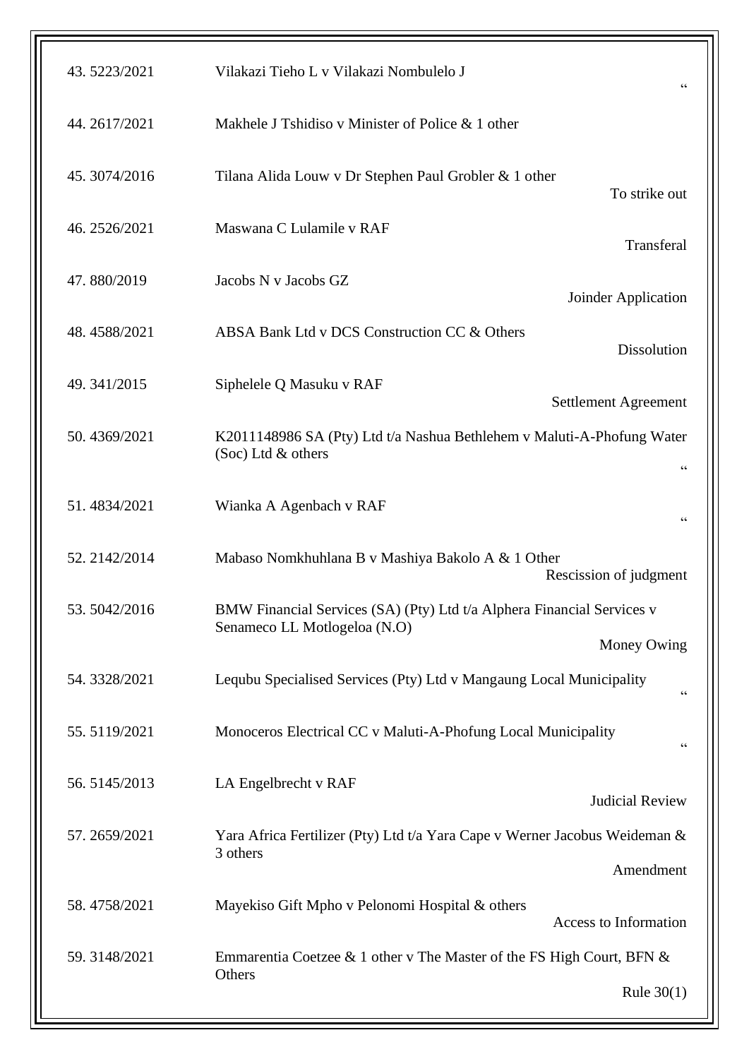| No. | Case Number | Parties | Nature |
|---|---|---|---|
| 43. | 5223/2021 | Vilakazi Tieho L v Vilakazi Nombulelo J | " |
| 44. | 2617/2021 | Makhele J Tshidiso v Minister of Police & 1 other | |
| 45. | 3074/2016 | Tilana Alida Louw v Dr Stephen Paul Grobler & 1 other | To strike out |
| 46. | 2526/2021 | Maswana C Lulamile v RAF | Transferal |
| 47. | 880/2019 | Jacobs N v Jacobs GZ | Joinder Application |
| 48. | 4588/2021 | ABSA Bank Ltd v DCS Construction CC & Others | Dissolution |
| 49. | 341/2015 | Siphelele Q Masuku v RAF | Settlement Agreement |
| 50. | 4369/2021 | K2011148986 SA (Pty) Ltd t/a Nashua Bethlehem v Maluti-A-Phofung Water (Soc) Ltd & others | " |
| 51. | 4834/2021 | Wianka A Agenbach v RAF | " |
| 52. | 2142/2014 | Mabaso Nomkhuhlana B v Mashiya Bakolo A & 1 Other | Rescission of judgment |
| 53. | 5042/2016 | BMW Financial Services (SA) (Pty) Ltd t/a Alphera Financial Services v Senameco LL Motlogeloa (N.O) | Money Owing |
| 54. | 3328/2021 | Lequbu Specialised Services (Pty) Ltd v Mangaung Local Municipality | " |
| 55. | 5119/2021 | Monoceros Electrical CC v Maluti-A-Phofung Local Municipality | " |
| 56. | 5145/2013 | LA Engelbrecht v RAF | Judicial Review |
| 57. | 2659/2021 | Yara Africa Fertilizer (Pty) Ltd t/a Yara Cape v Werner Jacobus Weideman & 3 others | Amendment |
| 58. | 4758/2021 | Mayekiso Gift Mpho v Pelonomi Hospital & others | Access to Information |
| 59. | 3148/2021 | Emmarentia Coetzee & 1 other v The Master of the FS High Court, BFN & Others | Rule 30(1) |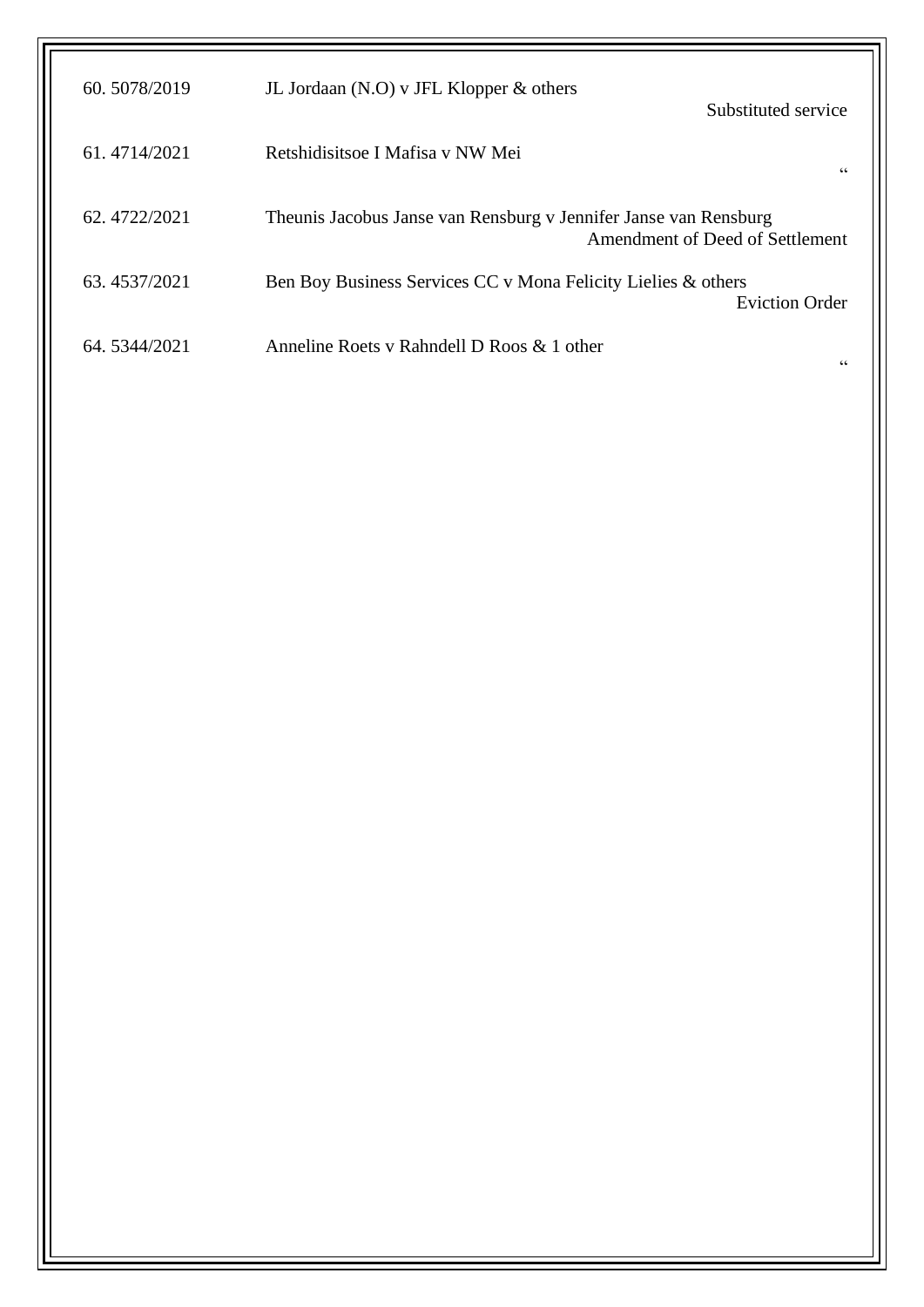| | | |
|---|---|---|
| 60. 5078/2019 | JL Jordaan (N.O) v JFL Klopper & others | Substituted service |
| 61. 4714/2021 | Retshidisitsoe I Mafisa v NW Mei | " |
| 62. 4722/2021 | Theunis Jacobus Janse van Rensburg v Jennifer Janse van Rensburg | Amendment of Deed of Settlement |
| 63. 4537/2021 | Ben Boy Business Services CC v Mona Felicity Lielies & others | Eviction Order |
| 64. 5344/2021 | Anneline Roets v Rahndell D Roos & 1 other | " |